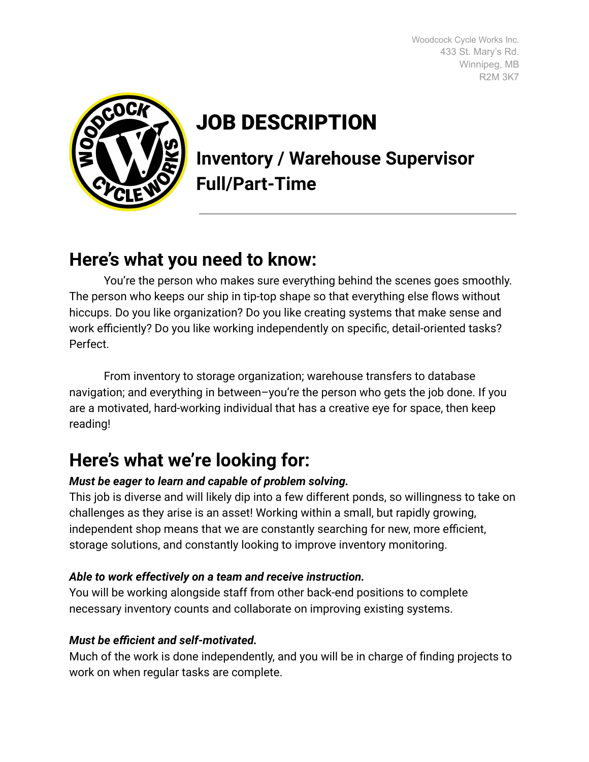Woodcock Cycle Works Inc.
433 St. Mary's Rd.
Winnipeg, MB
R2M 3K7

# JOB DESCRIPTION

## Inventory / Warehouse Supervisor
## Full/Part-Time

---

## Here's what you need to know:

You're the person who makes sure everything behind the scenes goes smoothly. The person who keeps our ship in tip-top shape so that everything else flows without hiccups. Do you like organization? Do you like creating systems that make sense and work efficiently? Do you like working independently on specific, detail-oriented tasks? Perfect.

From inventory to storage organization; warehouse transfers to database navigation; and everything in between–you're the person who gets the job done. If you are a motivated, hard-working individual that has a creative eye for space, then keep reading!

## Here's what we're looking for:

***Must be eager to learn and capable of problem solving.***
This job is diverse and will likely dip into a few different ponds, so willingness to take on challenges as they arise is an asset! Working within a small, but rapidly growing, independent shop means that we are constantly searching for new, more efficient, storage solutions, and constantly looking to improve inventory monitoring.

***Able to work effectively on a team and receive instruction.***
You will be working alongside staff from other back-end positions to complete necessary inventory counts and collaborate on improving existing systems.

***Must be efficient and self-motivated.***
Much of the work is done independently, and you will be in charge of finding projects to work on when regular tasks are complete.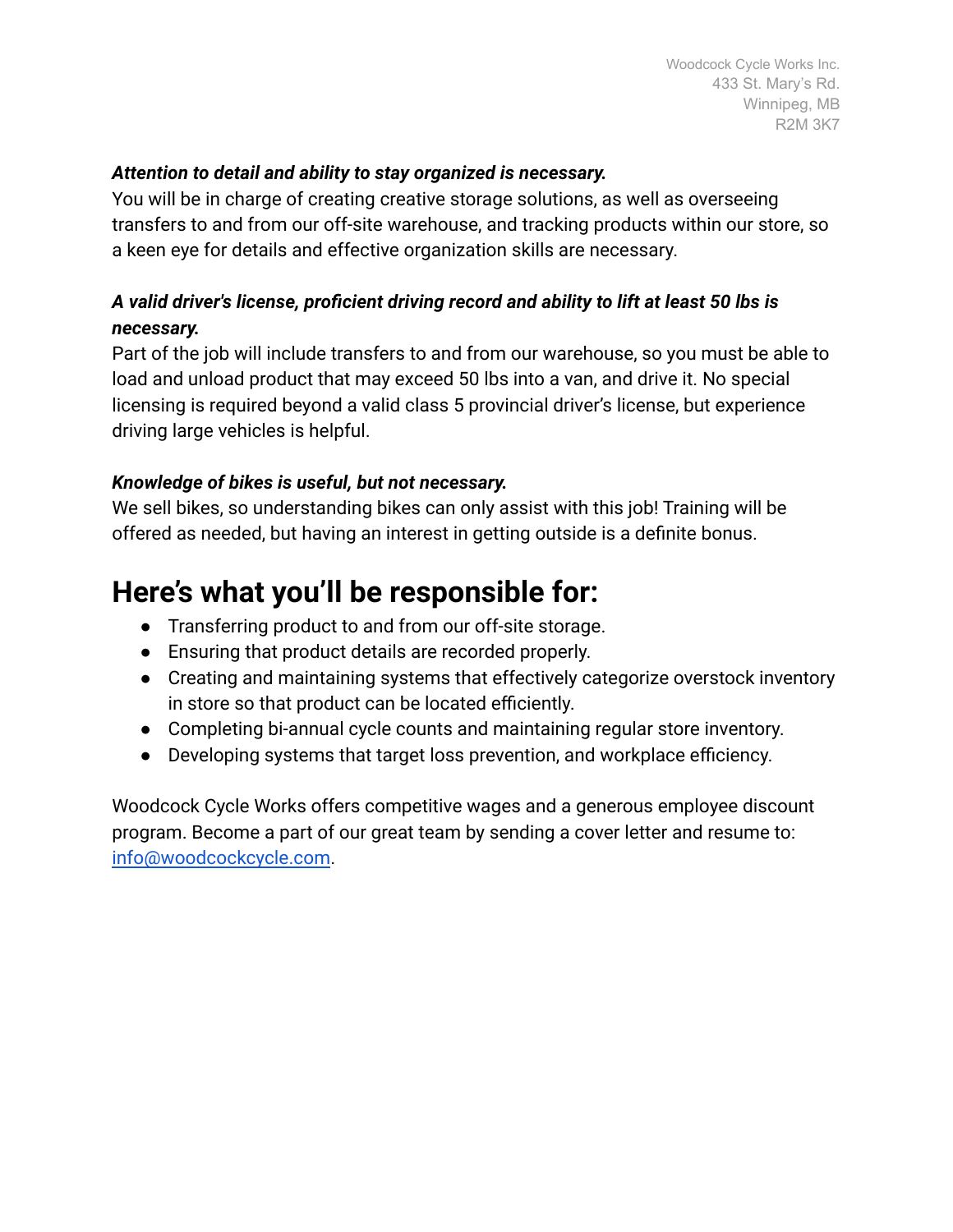Woodcock Cycle Works Inc.
433 St. Mary's Rd.
Winnipeg, MB
R2M 3K7

***Attention to detail and ability to stay organized is necessary.***
You will be in charge of creating creative storage solutions, as well as overseeing transfers to and from our off-site warehouse, and tracking products within our store, so a keen eye for details and effective organization skills are necessary.

***A valid driver's license, proficient driving record and ability to lift at least 50 lbs is necessary.***
Part of the job will include transfers to and from our warehouse, so you must be able to load and unload product that may exceed 50 lbs into a van, and drive it. No special licensing is required beyond a valid class 5 provincial driver's license, but experience driving large vehicles is helpful.

***Knowledge of bikes is useful, but not necessary.***
We sell bikes, so understanding bikes can only assist with this job! Training will be offered as needed, but having an interest in getting outside is a definite bonus.

# Here's what you'll be responsible for:

- Transferring product to and from our off-site storage.
- Ensuring that product details are recorded properly.
- Creating and maintaining systems that effectively categorize overstock inventory in store so that product can be located efficiently.
- Completing bi-annual cycle counts and maintaining regular store inventory.
- Developing systems that target loss prevention, and workplace efficiency.

Woodcock Cycle Works offers competitive wages and a generous employee discount program. Become a part of our great team by sending a cover letter and resume to: [info@woodcockcycle.com](mailto:info@woodcockcycle.com).